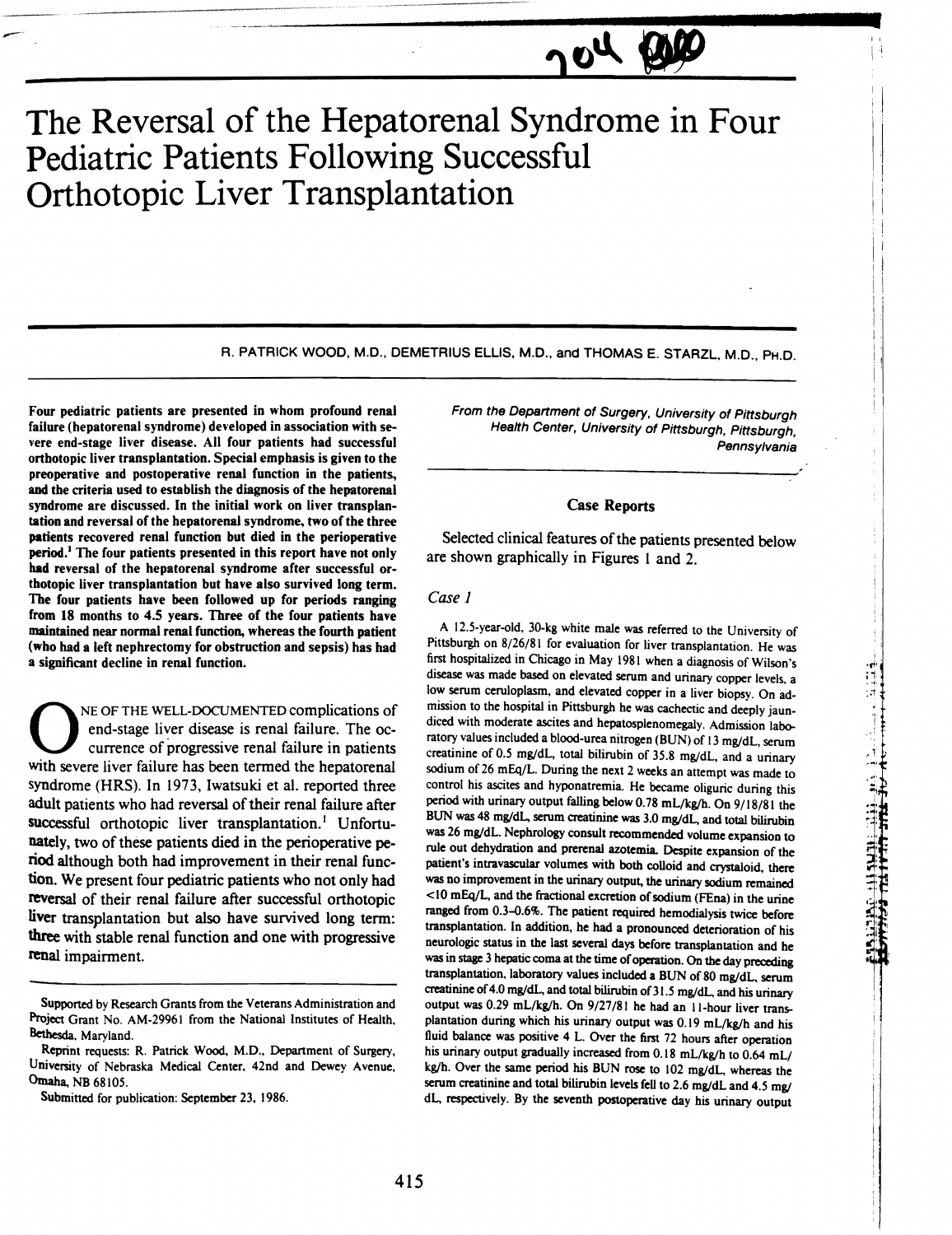# The Reversal of the Hepatorenal Syndrome in Four Pediatric Patients Following Successful Orthotopic Liver Transplantation

R. PATRICK WOOD, M.D., DEMETRIUS ELLIS, M.D., and THOMAS E. STARZL, M.D., PH.D.

**Four pediatric patients are presented in whom profound renal failure (hepatorenal syndrome) developed in association with severe end-stage liver disease. All four patients had successful orthotopic liver transplantation. Special emphasis is given to the preoperative and postoperative renal function in the patients, and the criteria used to establish the diagnosis of the hepatorenal syndrome are discussed. In the initial work on liver transplantation and reversal of the hepatorenal syndrome, two of the three patients recovered renal function but died in the perioperative period.[1] The four patients presented in this report have not only had reversal of the hepatorenal syndrome after successful orthotopic liver transplantation but have also survived long term. The four patients have been followed up for periods ranging from 18 months to 4.5 years. Three of the four patients have maintained near normal renal function, whereas the fourth patient (who had a left nephrectomy for obstruction and sepsis) has had a significant decline in renal function.**

One of the well-documented complications of end-stage liver disease is renal failure. The occurrence of progressive renal failure in patients with severe liver failure has been termed the hepatorenal syndrome (HRS). In 1973, Iwatsuki et al. reported three adult patients who had reversal of their renal failure after successful orthotopic liver transplantation.[1] Unfortunately, two of these patients died in the perioperative period although both had improvement in their renal function. We present four pediatric patients who not only had reversal of their renal failure after successful orthotopic liver transplantation but also have survived long term: three with stable renal function and one with progressive renal impairment.

Supported by Research Grants from the Veterans Administration and Project Grant No. AM-29961 from the National Institutes of Health, Bethesda, Maryland.

Reprint requests: R. Patrick Wood, M.D., Department of Surgery, University of Nebraska Medical Center, 42nd and Dewey Avenue, Omaha, NB 68105.

Submitted for publication: September 23, 1986.

*From the Department of Surgery, University of Pittsburgh Health Center, University of Pittsburgh, Pittsburgh, Pennsylvania*

## Case Reports

Selected clinical features of the patients presented below are shown graphically in Figures 1 and 2.

### *Case 1*

A 12.5-year-old, 30-kg white male was referred to the University of Pittsburgh on 8/26/81 for evaluation for liver transplantation. He was first hospitalized in Chicago in May 1981 when a diagnosis of Wilson's disease was made based on elevated serum and urinary copper levels, a low serum ceruloplasm, and elevated copper in a liver biopsy. On admission to the hospital in Pittsburgh he was cachectic and deeply jaundiced with moderate ascites and hepatosplenomegaly. Admission laboratory values included a blood-urea nitrogen (BUN) of 13 mg/dL, serum creatinine of 0.5 mg/dL, total bilirubin of 35.8 mg/dL, and a urinary sodium of 26 mEq/L. During the next 2 weeks an attempt was made to control his ascites and hyponatremia. He became oliguric during this period with urinary output falling below 0.78 mL/kg/h. On 9/18/81 the BUN was 48 mg/dL, serum creatinine was 3.0 mg/dL, and total bilirubin was 26 mg/dL. Nephrology consult recommended volume expansion to rule out dehydration and prerenal azotemia. Despite expansion of the patient's intravascular volumes with both colloid and crystaloid, there was no improvement in the urinary output, the urinary sodium remained <10 mEq/L, and the fractional excretion of sodium (FEna) in the urine ranged from 0.3–0.6%. The patient required hemodialysis twice before transplantation. In addition, he had a pronounced deterioration of his neurologic status in the last several days before transplantation and he was in stage 3 hepatic coma at the time of operation. On the day preceding transplantation, laboratory values included a BUN of 80 mg/dL, serum creatinine of 4.0 mg/dL, and total bilirubin of 31.5 mg/dL, and his urinary output was 0.29 mL/kg/h. On 9/27/81 he had an 11-hour liver transplantation during which his urinary output was 0.19 mL/kg/h and his fluid balance was positive 4 L. Over the first 72 hours after operation his urinary output gradually increased from 0.18 mL/kg/h to 0.64 mL/kg/h. Over the same period his BUN rose to 102 mg/dL, whereas the serum creatinine and total bilirubin levels fell to 2.6 mg/dL and 4.5 mg/dL, respectively. By the seventh postoperative day his urinary output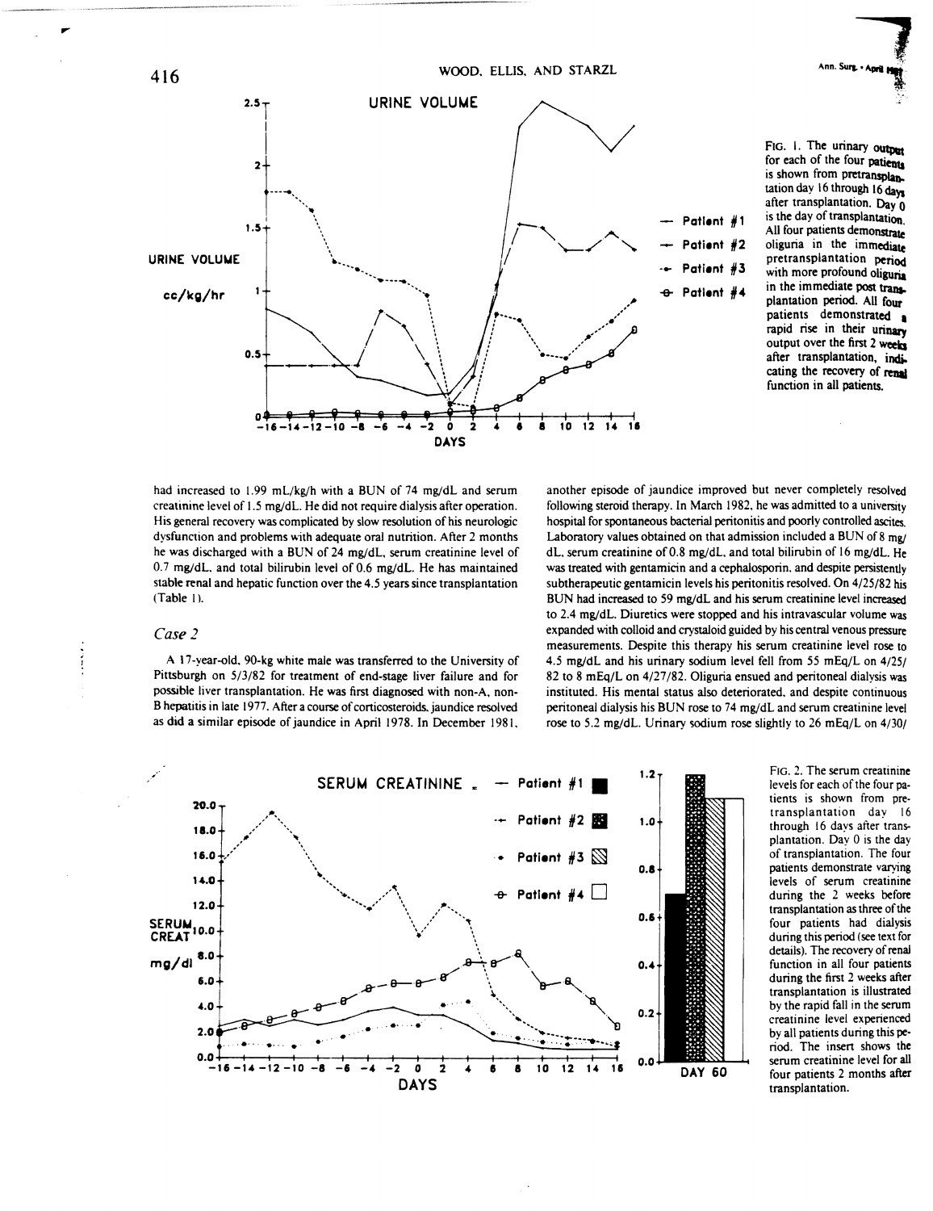FIG. 1. The urinary output for each of the four patients is shown from pretransplantation day 16 through 16 days after transplantation. Day 0 is the day of transplantation. All four patients demonstrate oliguria in the immediate pretransplantation period with more profound oliguria in the immediate post transplantation period. All four patients demonstrated a rapid rise in their urinary output over the first 2 weeks after transplantation, indicating the recovery of renal function in all patients.

had increased to 1.99 mL/kg/h with a BUN of 74 mg/dL and serum creatinine level of 1.5 mg/dL. He did not require dialysis after operation. His general recovery was complicated by slow resolution of his neurologic dysfunction and problems with adequate oral nutrition. After 2 months he was discharged with a BUN of 24 mg/dL, serum creatinine level of 0.7 mg/dL, and total bilirubin level of 0.6 mg/dL. He has maintained stable renal and hepatic function over the 4.5 years since transplantation (Table 1).

## *Case 2*

A 17-year-old, 90-kg white male was transferred to the University of Pittsburgh on 5/3/82 for treatment of end-stage liver failure and for possible liver transplantation. He was first diagnosed with non-A, non-B hepatitis in late 1977. After a course of corticosteroids, jaundice resolved as did a similar episode of jaundice in April 1978. In December 1981, another episode of jaundice improved but never completely resolved following steroid therapy. In March 1982, he was admitted to a university hospital for spontaneous bacterial peritonitis and poorly controlled ascites. Laboratory values obtained on that admission included a BUN of 8 mg/dL, serum creatinine of 0.8 mg/dL, and total bilirubin of 16 mg/dL. He was treated with gentamicin and a cephalosporin, and despite persistently subtherapeutic gentamicin levels his peritonitis resolved. On 4/25/82 his BUN had increased to 59 mg/dL and his serum creatinine level increased to 2.4 mg/dL. Diuretics were stopped and his intravascular volume was expanded with colloid and crystaloid guided by his central venous pressure measurements. Despite this therapy his serum creatinine level rose to 4.5 mg/dL and his urinary sodium level fell from 55 mEq/L on 4/25/82 to 8 mEq/L on 4/27/82. Oliguria ensued and peritoneal dialysis was instituted. His mental status also deteriorated, and despite continuous peritoneal dialysis his BUN rose to 74 mg/dL and serum creatinine level rose to 5.2 mg/dL. Urinary sodium rose slightly to 26 mEq/L on 4/30/

FIG. 2. The serum creatinine levels for each of the four patients is shown from pretransplantation day 16 through 16 days after transplantation. Day 0 is the day of transplantation. The four patients demonstrate varying levels of serum creatinine during the 2 weeks before transplantation as three of the four patients had dialysis during this period (see text for details). The recovery of renal function in all four patients during the first 2 weeks after transplantation is illustrated by the rapid fall in the serum creatinine level experienced by all patients during this period. The insert shows the serum creatinine level for all four patients 2 months after transplantation.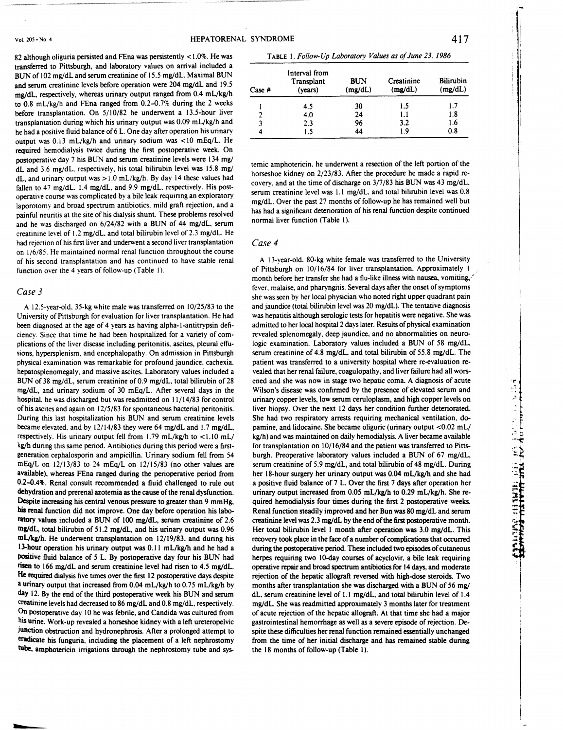82 although oliguria persisted and FEna was persistently <1.0%. He was transferred to Pittsburgh, and laboratory values on arrival included a BUN of 102 mg/dL and serum creatinine of 15.5 mg/dL. Maximal BUN and serum creatinine levels before operation were 204 mg/dL and 19.5 mg/dL, respectively, whereas urinary output ranged from 0.4 mL/kg/h to 0.8 mL/kg/h and FEna ranged from 0.2–0.7% during the 2 weeks before transplantation. On 5/10/82 he underwent a 13.5-hour liver transplantation during which his urinary output was 0.09 mL/kg/h and he had a positive fluid balance of 6 L. One day after operation his urinary output was 0.13 mL/kg/h and urinary sodium was <10 mEq/L. He required hemodialysis twice during the first postoperative week. On postoperative day 7 his BUN and serum creatinine levels were 134 mg/dL and 3.6 mg/dL, respectively, his total bilirubin level was 15.8 mg/dL, and urinary output was >1.0 mL/kg/h. By day 14 these values had fallen to 47 mg/dL, 1.4 mg/dL, and 9.9 mg/dL, respectively. His postoperative course was complicated by a bile leak requiring an exploratory laporotomy and broad spectrum antibiotics, mild graft rejection, and a painful neuritis at the site of his dialysis shunt. These problems resolved and he was discharged on 6/24/82 with a BUN of 44 mg/dL, serum creatinine level of 1.2 mg/dL, and total bilirubin level of 2.3 mg/dL. He had rejection of his first liver and underwent a second liver transplantation on 1/6/85. He maintained normal renal function throughout the course of his second transplantation and has continued to have stable renal function over the 4 years of follow-up (Table 1).

### Case 3

A 12.5-year-old, 35-kg white male was transferred on 10/25/83 to the University of Pittsburgh for evaluation for liver transplantation. He had been diagnosed at the age of 4 years as having alpha-1-antitrypsin deficiency. Since that time he had been hospitalized for a variety of complications of the liver disease including peritonitis, ascites, pleural effusions, hypersplenism, and encephalopathy. On admission in Pittsburgh physical examination was remarkable for profound jaundice, cachexia, hepatosplenomegaly, and massive ascites. Laboratory values included a BUN of 38 mg/dL, serum creatinine of 0.9 mg/dL, total bilirubin of 28 mg/dL, and urinary sodium of 30 mEq/L. After several days in the hospital, he was discharged but was readmitted on 11/14/83 for control of his ascites and again on 12/5/83 for spontaneous bacterial peritonitis. During this last hospitalization his BUN and serum creatinine levels became elevated, and by 12/14/83 they were 64 mg/dL and 1.7 mg/dL, respectively. His urinary output fell from 1.79 mL/kg/h to <1.10 mL/kg/h during this same period. Antibiotics during this period were a first-generation cephalosporin and ampicillin. Urinary sodium fell from 54 mEq/L on 12/13/83 to 24 mEq/L on 12/15/83 (no other values are available), whereas FEna ranged during the perioperative period from 0.2–0.4%. Renal consult recommended a fluid challenged to rule out dehydration and prerenal azotemia as the cause of the renal dysfunction. Despite increasing his central venous pressure to greater than 9 mmHg, his renal function did not improve. One day before operation his laboratory values included a BUN of 100 mg/dL, serum creatinine of 2.6 mg/dL, total bilirubin of 51.2 mg/dL, and his urinary output was 0.96 mL/kg/h. He underwent transplantation on 12/19/83, and during his 13-hour operation his urinary output was 0.11 mL/kg/h and he had a positive fluid balance of 5 L. By postoperative day four his BUN had risen to 166 mg/dL and serum creatinine level had risen to 4.5 mg/dL. He required dialysis five times over the first 12 postoperative days despite a urinary output that increased from 0.04 mL/kg/h to 0.75 mL/kg/h by day 12. By the end of the third postoperative week his BUN and serum creatinine levels had decreased to 86 mg/dL and 0.8 mg/dL, respectively. On postoperative day 10 he was febrile, and Candida was cultured from his urine. Work-up revealed a horseshoe kidney with a left ureteropelvic junction obstruction and hydronephrosis. After a prolonged attempt to eradicate his funguria, including the placement of a left nephrostomy tube, amphotericin irrigations through the nephrostomy tube and systemic amphotericin, he underwent a resection of the left portion of the horseshoe kidney on 2/23/83. After the procedure he made a rapid recovery, and at the time of discharge on 3/7/83 his BUN was 43 mg/dL, serum creatinine level was 1.1 mg/dL, and total bilirubin level was 0.8 mg/dL. Over the past 27 months of follow-up he has remained well but has had a significant deterioration of his renal function despite continued normal liver function (Table 1).

TABLE 1. *Follow-Up Laboratory Values as of June 23, 1986*

| Case # | Interval from Transplant (years) | BUN (mg/dL) | Creatinine (mg/dL) | Bilirubin (mg/dL) |
|---|---|---|---|---|
| 1 | 4.5 | 30 | 1.5 | 1.7 |
| 2 | 4.0 | 24 | 1.1 | 1.8 |
| 3 | 2.3 | 96 | 3.2 | 1.6 |
| 4 | 1.5 | 44 | 1.9 | 0.8 |

### Case 4

A 13-year-old, 80-kg white female was transferred to the University of Pittsburgh on 10/16/84 for liver transplantation. Approximately 1 month before her transfer she had a flu-like illness with nausea, vomiting, fever, malaise, and pharyngitis. Several days after the onset of symptoms she was seen by her local physician who noted right upper quadrant pain and jaundice (total bilirubin level was 20 mg/dL). The tentative diagnosis was hepatitis although serologic tests for hepatitis were negative. She was admitted to her local hospital 2 days later. Results of physical examination revealed splenomegaly, deep jaundice, and no abnormalities on neurologic examination. Laboratory values included a BUN of 58 mg/dL, serum creatinine of 4.8 mg/dL, and total bilirubin of 55.8 mg/dL. The patient was transferred to a university hospital where re-evaluation revealed that her renal failure, coagulopathy, and liver failure had all worsened and she was now in stage two hepatic coma. A diagnosis of acute Wilson's disease was confirmed by the presence of elevated serum and urinary copper levels, low serum ceruloplasm, and high copper levels on liver biopsy. Over the next 12 days her condition further deteriorated. She had two respiratory arrests requiring mechanical ventilation, dopamine, and lidocaine. She became oliguric (urinary output <0.02 mL/kg/h) and was maintained on daily hemodialysis. A liver became available for transplantation on 10/16/84 and the patient was transferred to Pittsburgh. Preoperative laboratory values included a BUN of 67 mg/dL, serum creatinine of 5.9 mg/dL, and total bilirubin of 48 mg/dL. During her 18-hour surgery her urinary output was 0.04 mL/kg/h and she had a positive fluid balance of 7 L. Over the first 7 days after operation her urinary output increased from 0.05 mL/kg/h to 0.29 mL/kg/h. She required hemodialysis four times during the first 2 postoperative weeks. Renal function steadily improved and her Bun was 80 mg/dL and serum creatinine level was 2.3 mg/dL by the end of the first postoperative month. Her total bilirubin level 1 month after operation was 3.0 mg/dL. This recovery took place in the face of a number of complications that occurred during the postoperative period. These included two episodes of cutaneous herpes requiring two 10-day courses of acyclovir, a bile leak requiring operative repair and broad spectrum antibiotics for 14 days, and moderate rejection of the hepatic allograft reversed with high-dose steroids. Two months after transplantation she was discharged with a BUN of 56 mg/dL, serum creatinine level of 1.1 mg/dL, and total bilirubin level of 1.4 mg/dL. She was readmitted approximately 3 months later for treatment of acute rejection of the hepatic allograft. At that time she had a major gastrointestinal hemorrhage as well as a severe episode of rejection. Despite these difficulties her renal function remained essentially unchanged from the time of her initial discharge and has remained stable during the 18 months of follow-up (Table 1).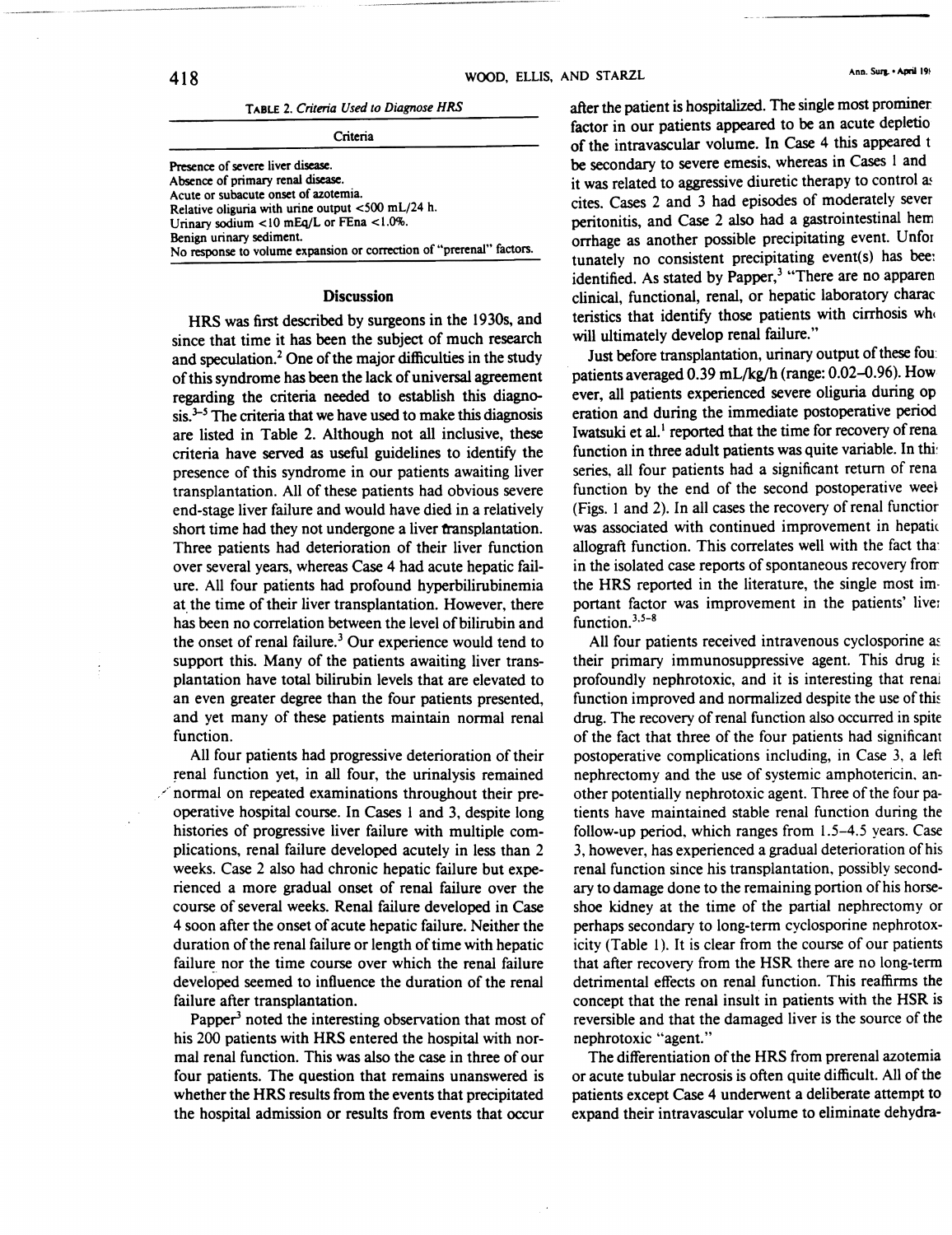TABLE 2. *Criteria Used to Diagnose HRS*

| Criteria |
|---|
| Presence of severe liver disease. |
| Absence of primary renal disease. |
| Acute or subacute onset of azotemia. |
| Relative oliguria with urine output <500 mL/24 h. |
| Urinary sodium <10 mEq/L or FEna <1.0%. |
| Benign urinary sediment. |
| No response to volume expansion or correction of "prerenal" factors. |

## Discussion

HRS was first described by surgeons in the 1930s, and since that time it has been the subject of much research and speculation.[2] One of the major difficulties in the study of this syndrome has been the lack of universal agreement regarding the criteria needed to establish this diagnosis.[3–5] The criteria that we have used to make this diagnosis are listed in Table 2. Although not all inclusive, these criteria have served as useful guidelines to identify the presence of this syndrome in our patients awaiting liver transplantation. All of these patients had obvious severe end-stage liver failure and would have died in a relatively short time had they not undergone a liver transplantation. Three patients had deterioration of their liver function over several years, whereas Case 4 had acute hepatic failure. All four patients had profound hyperbilirubinemia at the time of their liver transplantation. However, there has been no correlation between the level of bilirubin and the onset of renal failure.[3] Our experience would tend to support this. Many of the patients awaiting liver transplantation have total bilirubin levels that are elevated to an even greater degree than the four patients presented, and yet many of these patients maintain normal renal function.

All four patients had progressive deterioration of their renal function yet, in all four, the urinalysis remained normal on repeated examinations throughout their preoperative hospital course. In Cases 1 and 3, despite long histories of progressive liver failure with multiple complications, renal failure developed acutely in less than 2 weeks. Case 2 also had chronic hepatic failure but experienced a more gradual onset of renal failure over the course of several weeks. Renal failure developed in Case 4 soon after the onset of acute hepatic failure. Neither the duration of the renal failure or length of time with hepatic failure nor the time course over which the renal failure developed seemed to influence the duration of the renal failure after transplantation.

Papper[3] noted the interesting observation that most of his 200 patients with HRS entered the hospital with normal renal function. This was also the case in three of our four patients. The question that remains unanswered is whether the HRS results from the events that precipitated the hospital admission or results from events that occur after the patient is hospitalized. The single most prominent factor in our patients appeared to be an acute depletion of the intravascular volume. In Case 4 this appeared to be secondary to severe emesis, whereas in Cases 1 and it was related to aggressive diuretic therapy to control ascites. Cases 2 and 3 had episodes of moderately severe peritonitis, and Case 2 also had a gastrointestinal hemorrhage as another possible precipitating event. Unfortunately no consistent precipitating event(s) has been identified. As stated by Papper,[3] "There are no apparent clinical, functional, renal, or hepatic laboratory characteristics that identify those patients with cirrhosis who will ultimately develop renal failure."

Just before transplantation, urinary output of these four patients averaged 0.39 mL/kg/h (range: 0.02–0.96). However, all patients experienced severe oliguria during operation and during the immediate postoperative period. Iwatsuki et al.[1] reported that the time for recovery of renal function in three adult patients was quite variable. In this series, all four patients had a significant return of renal function by the end of the second postoperative week (Figs. 1 and 2). In all cases the recovery of renal function was associated with continued improvement in hepatic allograft function. This correlates well with the fact that in the isolated case reports of spontaneous recovery from the HRS reported in the literature, the single most important factor was improvement in the patients' liver function.[3,5–8]

All four patients received intravenous cyclosporine as their primary immunosuppressive agent. This drug is profoundly nephrotoxic, and it is interesting that renal function improved and normalized despite the use of this drug. The recovery of renal function also occurred in spite of the fact that three of the four patients had significant postoperative complications including, in Case 3, a left nephrectomy and the use of systemic amphotericin, another potentially nephrotoxic agent. Three of the four patients have maintained stable renal function during the follow-up period, which ranges from 1.5–4.5 years. Case 3, however, has experienced a gradual deterioration of his renal function since his transplantation, possibly secondary to damage done to the remaining portion of his horseshoe kidney at the time of the partial nephrectomy or perhaps secondary to long-term cyclosporine nephrotoxicity (Table 1). It is clear from the course of our patients that after recovery from the HSR there are no long-term detrimental effects on renal function. This reaffirms the concept that the renal insult in patients with the HSR is reversible and that the damaged liver is the source of the nephrotoxic "agent."

The differentiation of the HRS from prerenal azotemia or acute tubular necrosis is often quite difficult. All of the patients except Case 4 underwent a deliberate attempt to expand their intravascular volume to eliminate dehydra-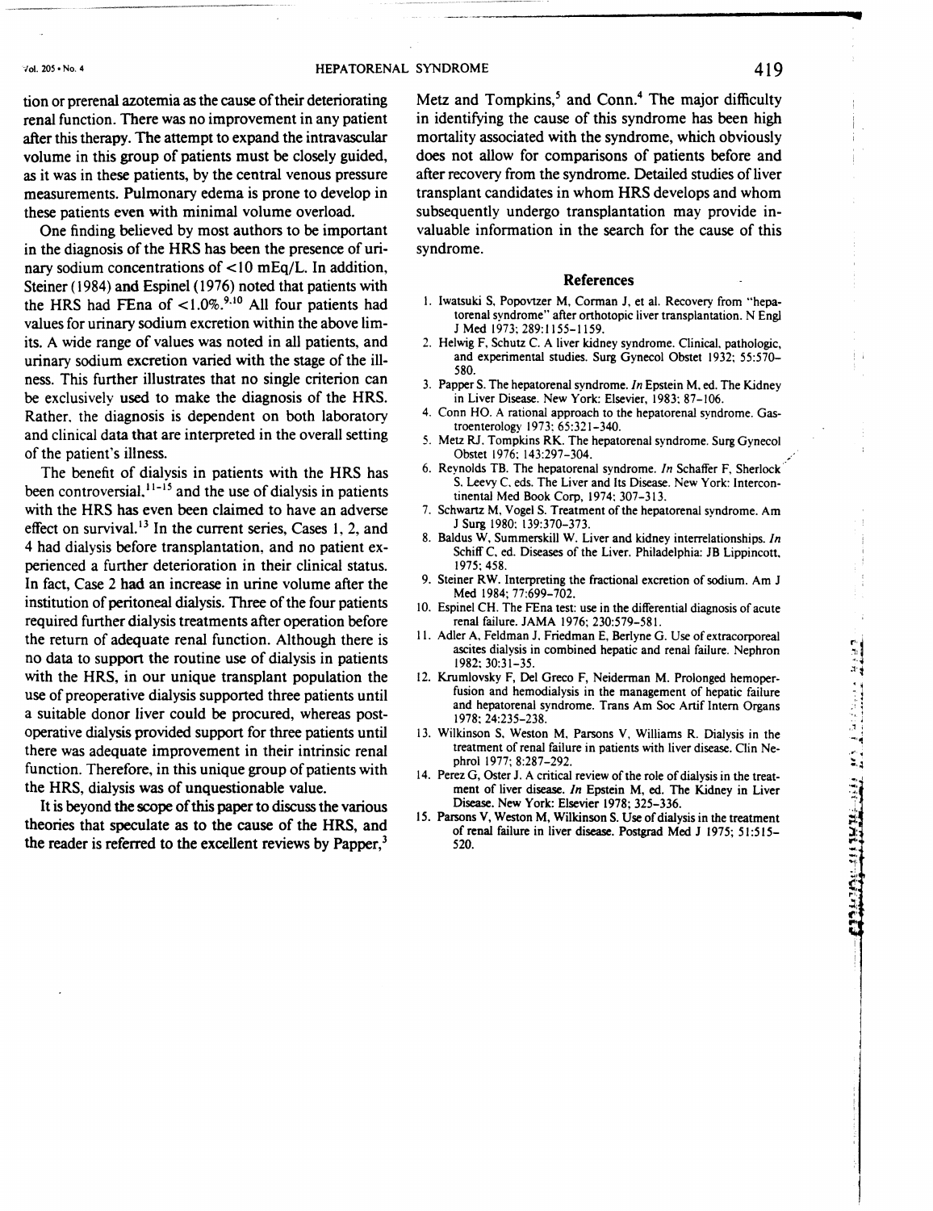tion or prerenal azotemia as the cause of their deteriorating renal function. There was no improvement in any patient after this therapy. The attempt to expand the intravascular volume in this group of patients must be closely guided, as it was in these patients, by the central venous pressure measurements. Pulmonary edema is prone to develop in these patients even with minimal volume overload.

One finding believed by most authors to be important in the diagnosis of the HRS has been the presence of urinary sodium concentrations of <10 mEq/L. In addition, Steiner (1984) and Espinel (1976) noted that patients with the HRS had FEna of <1.0%.[9,10] All four patients had values for urinary sodium excretion within the above limits. A wide range of values was noted in all patients, and urinary sodium excretion varied with the stage of the illness. This further illustrates that no single criterion can be exclusively used to make the diagnosis of the HRS. Rather, the diagnosis is dependent on both laboratory and clinical data that are interpreted in the overall setting of the patient's illness.

The benefit of dialysis in patients with the HRS has been controversial,[11-15] and the use of dialysis in patients with the HRS has even been claimed to have an adverse effect on survival.[13] In the current series, Cases 1, 2, and 4 had dialysis before transplantation, and no patient experienced a further deterioration in their clinical status. In fact, Case 2 had an increase in urine volume after the institution of peritoneal dialysis. Three of the four patients required further dialysis treatments after operation before the return of adequate renal function. Although there is no data to support the routine use of dialysis in patients with the HRS, in our unique transplant population the use of preoperative dialysis supported three patients until a suitable donor liver could be procured, whereas postoperative dialysis provided support for three patients until there was adequate improvement in their intrinsic renal function. Therefore, in this unique group of patients with the HRS, dialysis was of unquestionable value.

It is beyond the scope of this paper to discuss the various theories that speculate as to the cause of the HRS, and the reader is referred to the excellent reviews by Papper,[3] Metz and Tompkins,[5] and Conn.[4] The major difficulty in identifying the cause of this syndrome has been high mortality associated with the syndrome, which obviously does not allow for comparisons of patients before and after recovery from the syndrome. Detailed studies of liver transplant candidates in whom HRS develops and whom subsequently undergo transplantation may provide invaluable information in the search for the cause of this syndrome.

## References

1. Iwatsuki S, Popovtzer M, Corman J, et al. Recovery from "hepatorenal syndrome" after orthotopic liver transplantation. N Engl J Med 1973; 289:1155–1159.
2. Helwig F, Schutz C. A liver kidney syndrome. Clinical, pathologic, and experimental studies. Surg Gynecol Obstet 1932; 55:570–580.
3. Papper S. The hepatorenal syndrome. *In* Epstein M, ed. The Kidney in Liver Disease. New York: Elsevier, 1983; 87–106.
4. Conn HO. A rational approach to the hepatorenal syndrome. Gastroenterology 1973; 65:321–340.
5. Metz RJ. Tompkins RK. The hepatorenal syndrome. Surg Gynecol Obstet 1976; 143:297–304.
6. Reynolds TB. The hepatorenal syndrome. *In* Schaffer F, Sherlock S. Leevy C, eds. The Liver and Its Disease. New York: Intercontinental Med Book Corp, 1974; 307–313.
7. Schwartz M, Vogel S. Treatment of the hepatorenal syndrome. Am J Surg 1980; 139:370–373.
8. Baldus W, Summerskill W. Liver and kidney interrelationships. *In* Schiff C, ed. Diseases of the Liver. Philadelphia: JB Lippincott, 1975; 458.
9. Steiner RW. Interpreting the fractional excretion of sodium. Am J Med 1984; 77:699–702.
10. Espinel CH. The FEna test: use in the differential diagnosis of acute renal failure. JAMA 1976; 230:579–581.
11. Adler A, Feldman J, Friedman E, Berlyne G. Use of extracorporeal ascites dialysis in combined hepatic and renal failure. Nephron 1982; 30:31–35.
12. Krumlovsky F, Del Greco F, Neiderman M. Prolonged hemoperfusion and hemodialysis in the management of hepatic failure and hepatorenal syndrome. Trans Am Soc Artif Intern Organs 1978; 24:235–238.
13. Wilkinson S, Weston M, Parsons V, Williams R. Dialysis in the treatment of renal failure in patients with liver disease. Clin Nephrol 1977; 8:287–292.
14. Perez G, Oster J. A critical review of the role of dialysis in the treatment of liver disease. *In* Epstein M, ed. The Kidney in Liver Disease. New York: Elsevier 1978; 325–336.
15. Parsons V, Weston M, Wilkinson S. Use of dialysis in the treatment of renal failure in liver disease. Postgrad Med J 1975; 51:515–520.